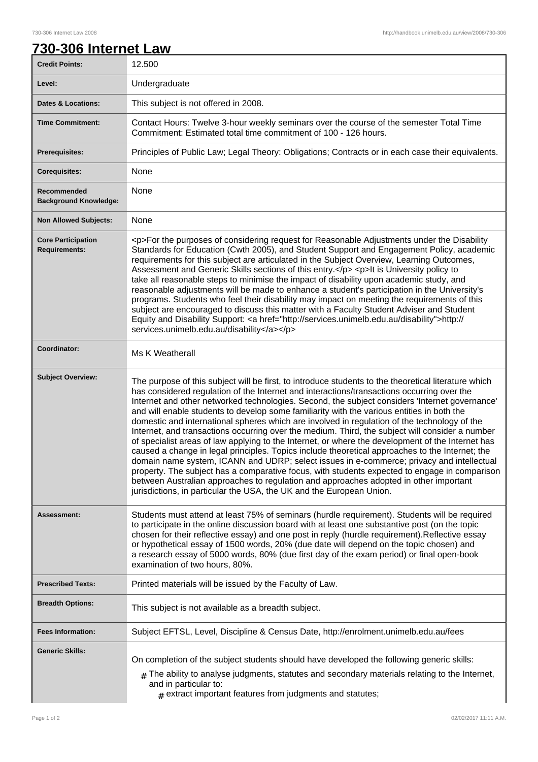# 730-306 Internet Law

| | |
|---|---|
| **Credit Points:** | 12.500 |
| **Level:** | Undergraduate |
| **Dates & Locations:** | This subject is not offered in 2008. |
| **Time Commitment:** | Contact Hours: Twelve 3-hour weekly seminars over the course of the semester Total Time Commitment: Estimated total time commitment of 100 - 126 hours. |
| **Prerequisites:** | Principles of Public Law; Legal Theory: Obligations; Contracts or in each case their equivalents. |
| **Corequisites:** | None |
| **Recommended Background Knowledge:** | None |
| **Non Allowed Subjects:** | None |
| **Core Participation Requirements:** | <p>For the purposes of considering request for Reasonable Adjustments under the Disability Standards for Education (Cwth 2005), and Student Support and Engagement Policy, academic requirements for this subject are articulated in the Subject Overview, Learning Outcomes, Assessment and Generic Skills sections of this entry.</p> <p>It is University policy to take all reasonable steps to minimise the impact of disability upon academic study, and reasonable adjustments will be made to enhance a student's participation in the University's programs. Students who feel their disability may impact on meeting the requirements of this subject are encouraged to discuss this matter with a Faculty Student Adviser and Student Equity and Disability Support: <a href="http://services.unimelb.edu.au/disability">http://services.unimelb.edu.au/disability</a></p> |
| **Coordinator:** | Ms K Weatherall |
| **Subject Overview:** | The purpose of this subject will be first, to introduce students to the theoretical literature which has considered regulation of the Internet and interactions/transactions occurring over the Internet and other networked technologies. Second, the subject considers 'Internet governance' and will enable students to develop some familiarity with the various entities in both the domestic and international spheres which are involved in regulation of the technology of the Internet, and transactions occurring over the medium. Third, the subject will consider a number of specialist areas of law applying to the Internet, or where the development of the Internet has caused a change in legal principles. Topics include theoretical approaches to the Internet; the domain name system, ICANN and UDRP; select issues in e-commerce; privacy and intellectual property. The subject has a comparative focus, with students expected to engage in comparison between Australian approaches to regulation and approaches adopted in other important jurisdictions, in particular the USA, the UK and the European Union. |
| **Assessment:** | Students must attend at least 75% of seminars (hurdle requirement). Students will be required to participate in the online discussion board with at least one substantive post (on the topic chosen for their reflective essay) and one post in reply (hurdle requirement).Reflective essay or hypothetical essay of 1500 words, 20% (due date will depend on the topic chosen) and a research essay of 5000 words, 80% (due first day of the exam period) or final open-book examination of two hours, 80%. |
| **Prescribed Texts:** | Printed materials will be issued by the Faculty of Law. |
| **Breadth Options:** | This subject is not available as a breadth subject. |
| **Fees Information:** | Subject EFTSL, Level, Discipline & Census Date, http://enrolment.unimelb.edu.au/fees |
| **Generic Skills:** | On completion of the subject students should have developed the following generic skills: <br> # The ability to analyse judgments, statutes and secondary materials relating to the Internet, and in particular to: <br> # extract important features from judgments and statutes; |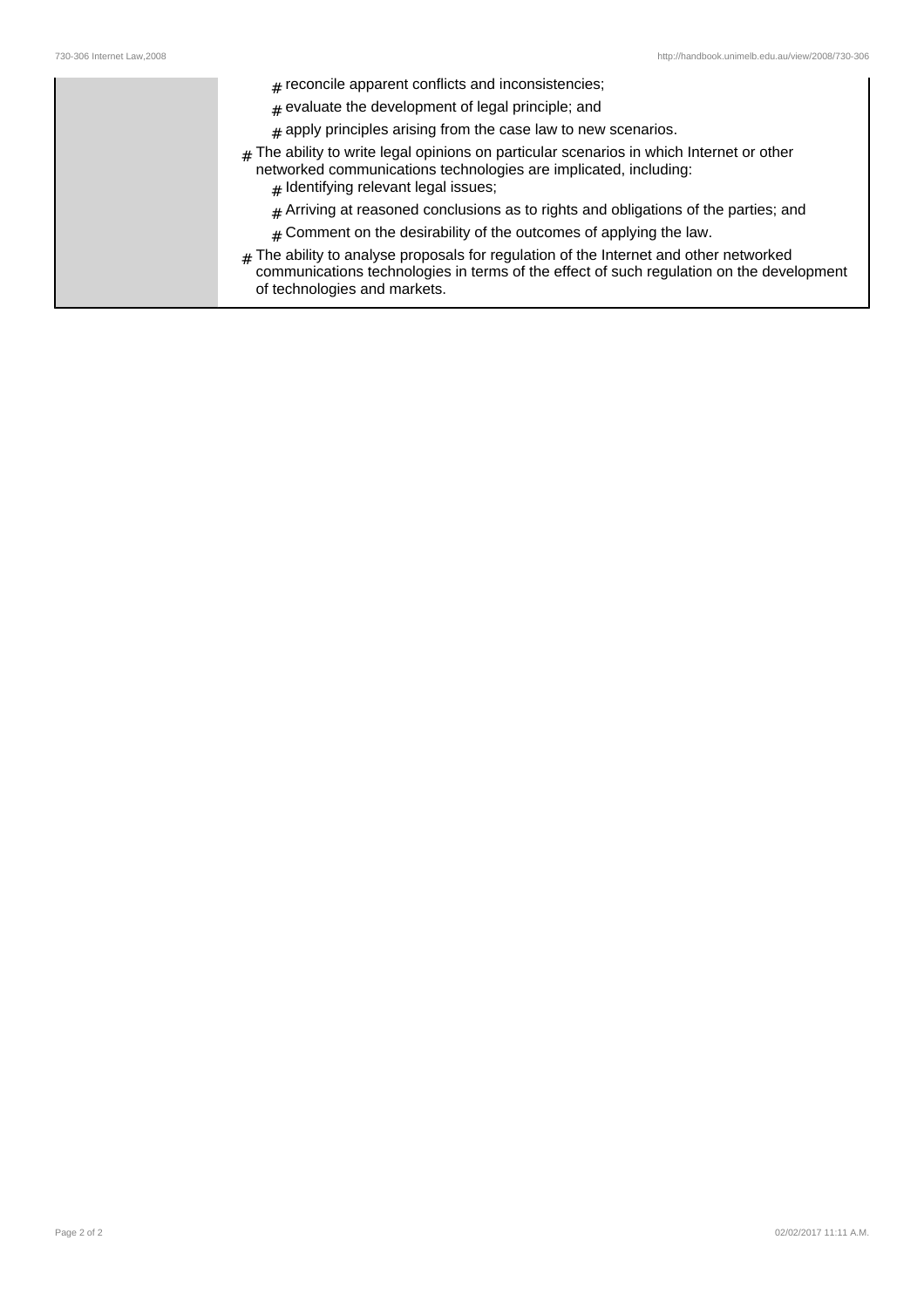- reconcile apparent conflicts and inconsistencies;
    - evaluate the development of legal principle; and
    - apply principles arising from the case law to new scenarios.
- The ability to write legal opinions on particular scenarios in which Internet or other networked communications technologies are implicated, including:
    - Identifying relevant legal issues;
    - Arriving at reasoned conclusions as to rights and obligations of the parties; and
    - Comment on the desirability of the outcomes of applying the law.
- The ability to analyse proposals for regulation of the Internet and other networked communications technologies in terms of the effect of such regulation on the development of technologies and markets.